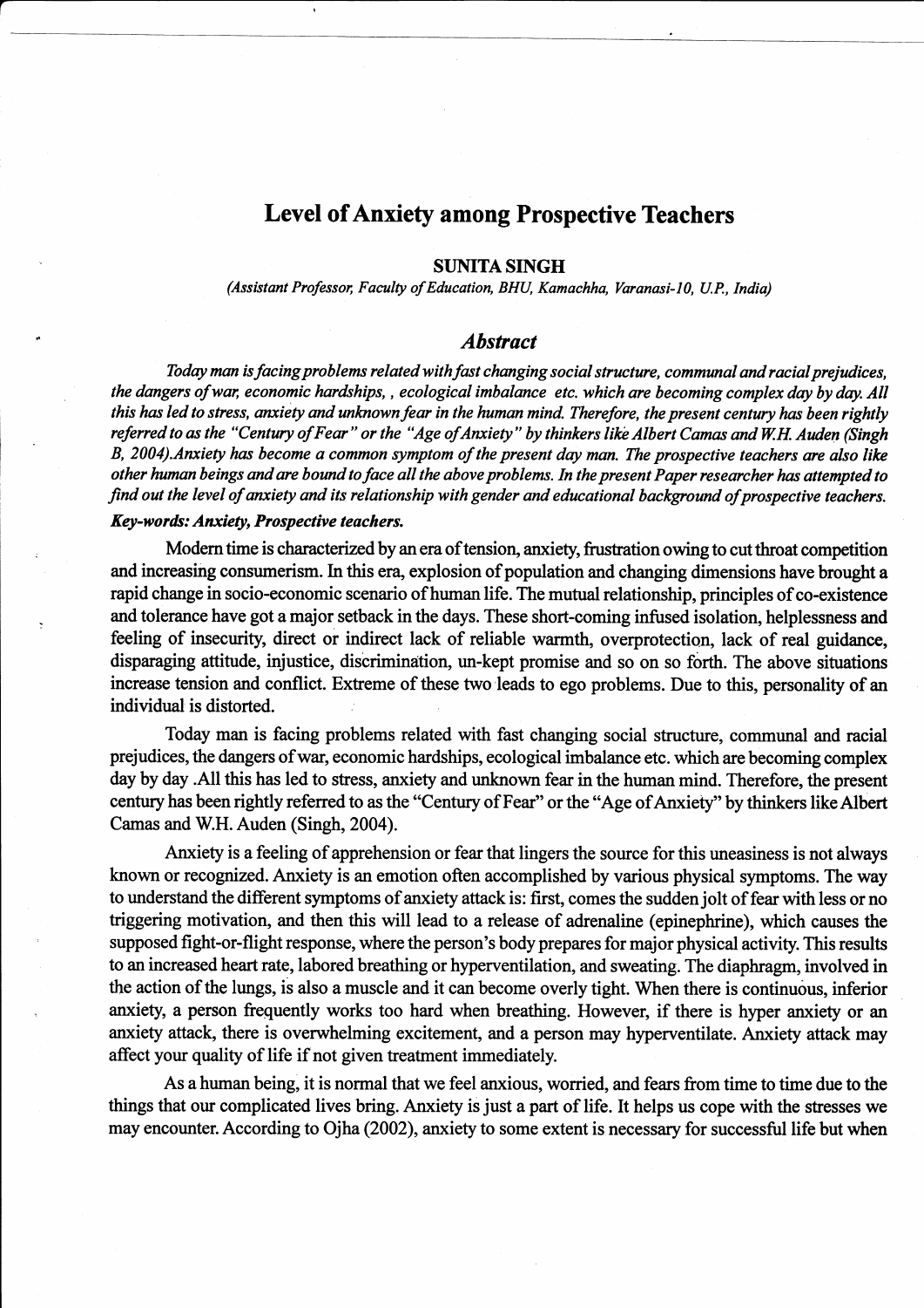# Level of Anxiety among Prospective Teachers

**SUNITA SINGH**

*(Assistant Professor, Faculty of Education, BHU, Kamachha, Varanasi-10, U.P., India)*

## *Abstract*

*Today man is facing problems related with fast changing social structure, communal and racial prejudices, the dangers of war, economic hardships, , ecological imbalance etc. which are becoming complex day by day. All this has led to stress, anxiety and unknown fear in the human mind. Therefore, the present century has been rightly referred to as the "Century of Fear" or the "Age of Anxiety" by thinkers like Albert Camas and W.H. Auden (Singh B, 2004).Anxiety has become a common symptom of the present day man. The prospective teachers are also like other human beings and are bound to face all the above problems. In the present Paper researcher has attempted to find out the level of anxiety and its relationship with gender and educational background of prospective teachers.*

***Key-words: Anxiety, Prospective teachers.***

Modern time is characterized by an era of tension, anxiety, frustration owing to cut throat competition and increasing consumerism. In this era, explosion of population and changing dimensions have brought a rapid change in socio-economic scenario of human life. The mutual relationship, principles of co-existence and tolerance have got a major setback in the days. These short-coming infused isolation, helplessness and feeling of insecurity, direct or indirect lack of reliable warmth, overprotection, lack of real guidance, disparaging attitude, injustice, discrimination, un-kept promise and so on so forth. The above situations increase tension and conflict. Extreme of these two leads to ego problems. Due to this, personality of an individual is distorted.

Today man is facing problems related with fast changing social structure, communal and racial prejudices, the dangers of war, economic hardships, ecological imbalance etc. which are becoming complex day by day .All this has led to stress, anxiety and unknown fear in the human mind. Therefore, the present century has been rightly referred to as the "Century of Fear" or the "Age of Anxiety" by thinkers like Albert Camas and W.H. Auden (Singh, 2004).

Anxiety is a feeling of apprehension or fear that lingers the source for this uneasiness is not always known or recognized. Anxiety is an emotion often accomplished by various physical symptoms. The way to understand the different symptoms of anxiety attack is: first, comes the sudden jolt of fear with less or no triggering motivation, and then this will lead to a release of adrenaline (epinephrine), which causes the supposed fight-or-flight response, where the person's body prepares for major physical activity. This results to an increased heart rate, labored breathing or hyperventilation, and sweating. The diaphragm, involved in the action of the lungs, is also a muscle and it can become overly tight. When there is continuous, inferior anxiety, a person frequently works too hard when breathing. However, if there is hyper anxiety or an anxiety attack, there is overwhelming excitement, and a person may hyperventilate. Anxiety attack may affect your quality of life if not given treatment immediately.

As a human being, it is normal that we feel anxious, worried, and fears from time to time due to the things that our complicated lives bring. Anxiety is just a part of life. It helps us cope with the stresses we may encounter. According to Ojha (2002), anxiety to some extent is necessary for successful life but when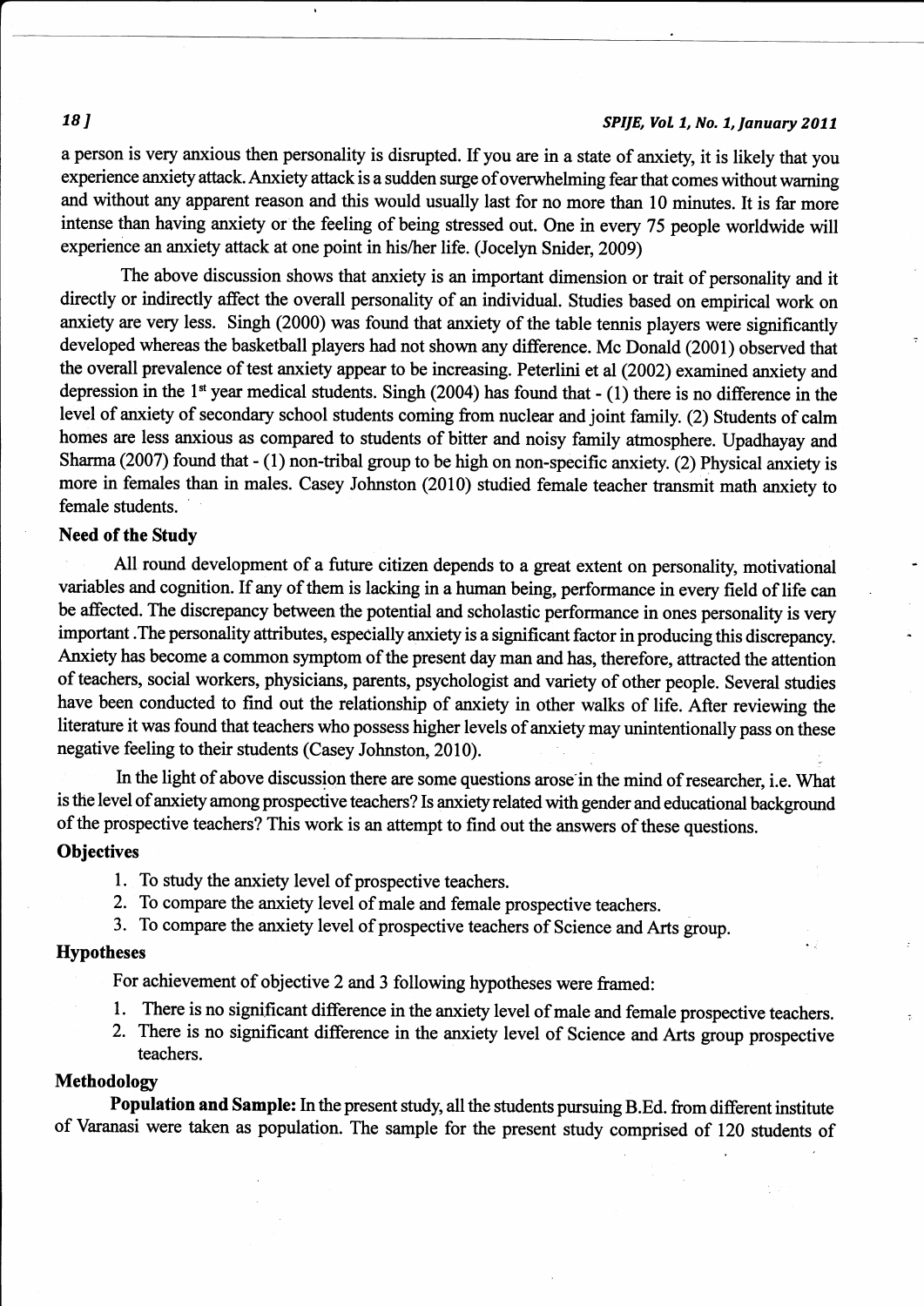a person is very anxious then personality is disrupted. If you are in a state of anxiety, it is likely that you experience anxiety attack. Anxiety attack is a sudden surge of overwhelming fear that comes without warning and without any apparent reason and this would usually last for no more than 10 minutes. It is far more intense than having anxiety or the feeling of being stressed out. One in every 75 people worldwide will experience an anxiety attack at one point in his/her life. (Jocelyn Snider, 2009)

The above discussion shows that anxiety is an important dimension or trait of personality and it directly or indirectly affect the overall personality of an individual. Studies based on empirical work on anxiety are very less. Singh (2000) was found that anxiety of the table tennis players were significantly developed whereas the basketball players had not shown any difference. Mc Donald (2001) observed that the overall prevalence of test anxiety appear to be increasing. Peterlini et al (2002) examined anxiety and depression in the 1st year medical students. Singh (2004) has found that - (1) there is no difference in the level of anxiety of secondary school students coming from nuclear and joint family. (2) Students of calm homes are less anxious as compared to students of bitter and noisy family atmosphere. Upadhayay and Sharma (2007) found that - (1) non-tribal group to be high on non-specific anxiety. (2) Physical anxiety is more in females than in males. Casey Johnston (2010) studied female teacher transmit math anxiety to female students.

## Need of the Study

All round development of a future citizen depends to a great extent on personality, motivational variables and cognition. If any of them is lacking in a human being, performance in every field of life can be affected. The discrepancy between the potential and scholastic performance in ones personality is very important .The personality attributes, especially anxiety is a significant factor in producing this discrepancy. Anxiety has become a common symptom of the present day man and has, therefore, attracted the attention of teachers, social workers, physicians, parents, psychologist and variety of other people. Several studies have been conducted to find out the relationship of anxiety in other walks of life. After reviewing the literature it was found that teachers who possess higher levels of anxiety may unintentionally pass on these negative feeling to their students (Casey Johnston, 2010).

In the light of above discussion there are some questions arose in the mind of researcher, i.e. What is the level of anxiety among prospective teachers? Is anxiety related with gender and educational background of the prospective teachers? This work is an attempt to find out the answers of these questions.

## Objectives

1. To study the anxiety level of prospective teachers.
2. To compare the anxiety level of male and female prospective teachers.
3. To compare the anxiety level of prospective teachers of Science and Arts group.

## Hypotheses

For achievement of objective 2 and 3 following hypotheses were framed:

1. There is no significant difference in the anxiety level of male and female prospective teachers.
2. There is no significant difference in the anxiety level of Science and Arts group prospective teachers.

## Methodology

**Population and Sample:** In the present study, all the students pursuing B.Ed. from different institute of Varanasi were taken as population. The sample for the present study comprised of 120 students of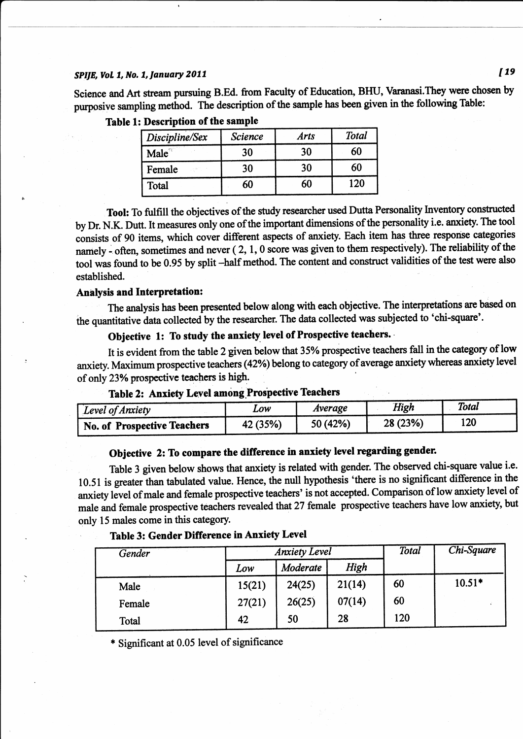Science and Art stream pursuing B.Ed. from Faculty of Education, BHU, Varanasi.They were chosen by purposive sampling method. The description of the sample has been given in the following Table:

**Table 1: Description of the sample**

| *Discipline/Sex* | *Science* | *Arts* | *Total* |
|---|---|---|---|
| Male | 30 | 30 | 60 |
| Female | 30 | 30 | 60 |
| Total | 60 | 60 | 120 |

**Tool:** To fulfill the objectives of the study researcher used Dutta Personality Inventory constructed by Dr. N.K. Dutt. It measures only one of the important dimensions of the personality i.e. anxiety. The tool consists of 90 items, which cover different aspects of anxiety. Each item has three response categories namely - often, sometimes and never ( 2, 1, 0 score was given to them respectively). The reliability of the tool was found to be 0.95 by split –half method. The content and construct validities of the test were also established.

**Analysis and Interpretation:**

The analysis has been presented below along with each objective. The interpretations are based on the quantitative data collected by the researcher. The data collected was subjected to 'chi-square'.

**Objective 1: To study the anxiety level of Prospective teachers.**

It is evident from the table 2 given below that 35% prospective teachers fall in the category of low anxiety. Maximum prospective teachers (42%) belong to category of average anxiety whereas anxiety level of only 23% prospective teachers is high.

**Table 2: Anxiety Level among Prospective Teachers**

| *Level of Anxiety* | *Low* | *Average* | *High* | *Total* |
|---|---|---|---|---|
| **No. of Prospective Teachers** | 42 (35%) | 50 (42%) | 28 (23%) | 120 |

**Objective 2: To compare the difference in anxiety level regarding gender.**

Table 3 given below shows that anxiety is related with gender. The observed chi-square value i.e. 10.51 is greater than tabulated value. Hence, the null hypothesis 'there is no significant difference in the anxiety level of male and female prospective teachers' is not accepted. Comparison of low anxiety level of male and female prospective teachers revealed that 27 female prospective teachers have low anxiety, but only 15 males come in this category.

**Table 3: Gender Difference in Anxiety Level**

| *Gender* | *Anxiety Level* | | | *Total* | *Chi-Square* |
|---|---|---|---|---|---|
| | *Low* | *Moderate* | *High* | | |
| Male | 15(21) | 24(25) | 21(14) | 60 | 10.51* |
| Female | 27(21) | 26(25) | 07(14) | 60 | |
| Total | 42 | 50 | 28 | 120 | |

\* Significant at 0.05 level of significance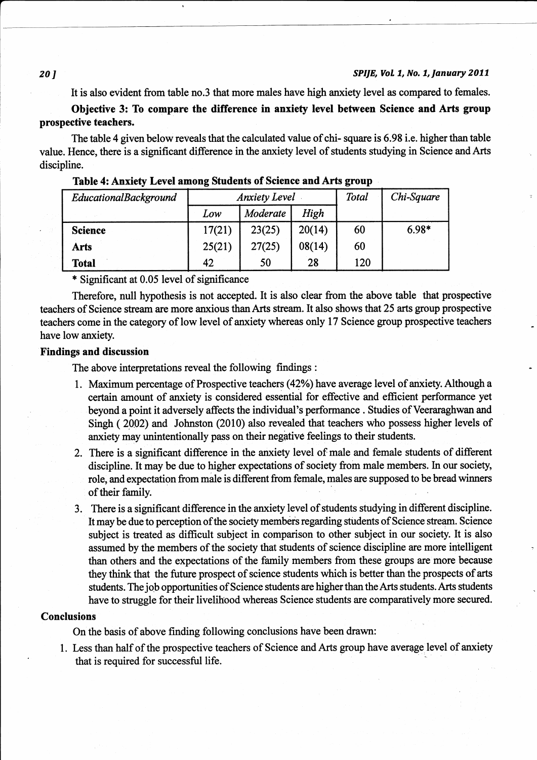It is also evident from table no.3 that more males have high anxiety level as compared to females.

**Objective 3: To compare the difference in anxiety level between Science and Arts group prospective teachers.**

The table 4 given below reveals that the calculated value of chi- square is 6.98 i.e. higher than table value. Hence, there is a significant difference in the anxiety level of students studying in Science and Arts discipline.

**Table 4: Anxiety Level among Students of Science and Arts group**

| *EducationalBackground* | *Anxiety Level* | | | *Total* | *Chi-Square* |
|---|---|---|---|---|---|
| | *Low* | *Moderate* | *High* | | |
| **Science** | 17(21) | 23(25) | 20(14) | 60 | 6.98* |
| **Arts** | 25(21) | 27(25) | 08(14) | 60 | |
| **Total** | 42 | 50 | 28 | 120 | |

\* Significant at 0.05 level of significance

Therefore, null hypothesis is not accepted. It is also clear from the above table that prospective teachers of Science stream are more anxious than Arts stream. It also shows that 25 arts group prospective teachers come in the category of low level of anxiety whereas only 17 Science group prospective teachers have low anxiety.

### Findings and discussion

The above interpretations reveal the following findings :

1. Maximum percentage of Prospective teachers (42%) have average level of anxiety. Although a certain amount of anxiety is considered essential for effective and efficient performance yet beyond a point it adversely affects the individual's performance . Studies of Veeraraghwan and Singh ( 2002) and Johnston (2010) also revealed that teachers who possess higher levels of anxiety may unintentionally pass on their negative feelings to their students.
2. There is a significant difference in the anxiety level of male and female students of different discipline. It may be due to higher expectations of society from male members. In our society, role, and expectation from male is different from female, males are supposed to be bread winners of their family.
3. There is a significant difference in the anxiety level of students studying in different discipline. It may be due to perception of the society members regarding students of Science stream. Science subject is treated as difficult subject in comparison to other subject in our society. It is also assumed by the members of the society that students of science discipline are more intelligent than others and the expectations of the family members from these groups are more because they think that the future prospect of science students which is better than the prospects of arts students. The job opportunities of Science students are higher than the Arts students. Arts students have to struggle for their livelihood whereas Science students are comparatively more secured.

### Conclusions

On the basis of above finding following conclusions have been drawn:

1. Less than half of the prospective teachers of Science and Arts group have average level of anxiety that is required for successful life.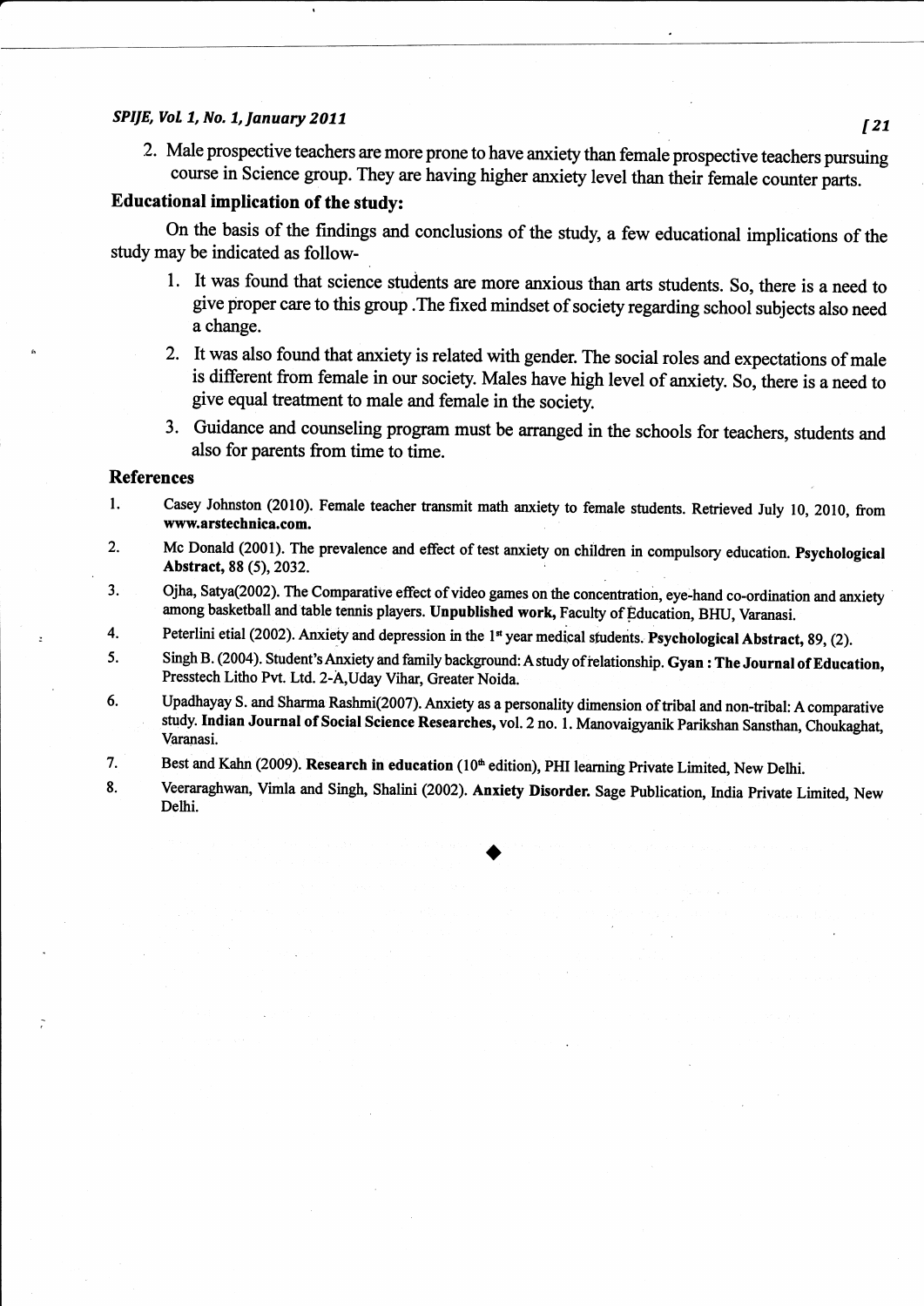2. Male prospective teachers are more prone to have anxiety than female prospective teachers pursuing course in Science group. They are having higher anxiety level than their female counter parts.

## Educational implication of the study:

On the basis of the findings and conclusions of the study, a few educational implications of the study may be indicated as follow-

1. It was found that science students are more anxious than arts students. So, there is a need to give proper care to this group .The fixed mindset of society regarding school subjects also need a change.
2. It was also found that anxiety is related with gender. The social roles and expectations of male is different from female in our society. Males have high level of anxiety. So, there is a need to give equal treatment to male and female in the society.
3. Guidance and counseling program must be arranged in the schools for teachers, students and also for parents from time to time.

## References

1. Casey Johnston (2010). Female teacher transmit math anxiety to female students. Retrieved July 10, 2010, from **www.arstechnica.com.**
2. Mc Donald (2001). The prevalence and effect of test anxiety on children in compulsory education. **Psychological Abstract,** 88 (5), 2032.
3. Ojha, Satya(2002). The Comparative effect of video games on the concentration, eye-hand co-ordination and anxiety among basketball and table tennis players. **Unpublished work,** Faculty of Education, BHU, Varanasi.
4. Peterlini etial (2002). Anxiety and depression in the 1st year medical students. **Psychological Abstract,** 89, (2).
5. Singh B. (2004). Student's Anxiety and family background: A study of relationship. **Gyan : The Journal of Education,** Presstech Litho Pvt. Ltd. 2-A,Uday Vihar, Greater Noida.
6. Upadhayay S. and Sharma Rashmi(2007). Anxiety as a personality dimension of tribal and non-tribal: A comparative study. **Indian Journal of Social Science Researches,** vol. 2 no. 1. Manovaigyanik Parikshan Sansthan, Choukaghat, Varanasi.
7. Best and Kahn (2009). **Research in education** (10th edition), PHI learning Private Limited, New Delhi.
8. Veeraraghwan, Vimla and Singh, Shalini (2002). **Anxiety Disorder.** Sage Publication, India Private Limited, New Delhi.

◆